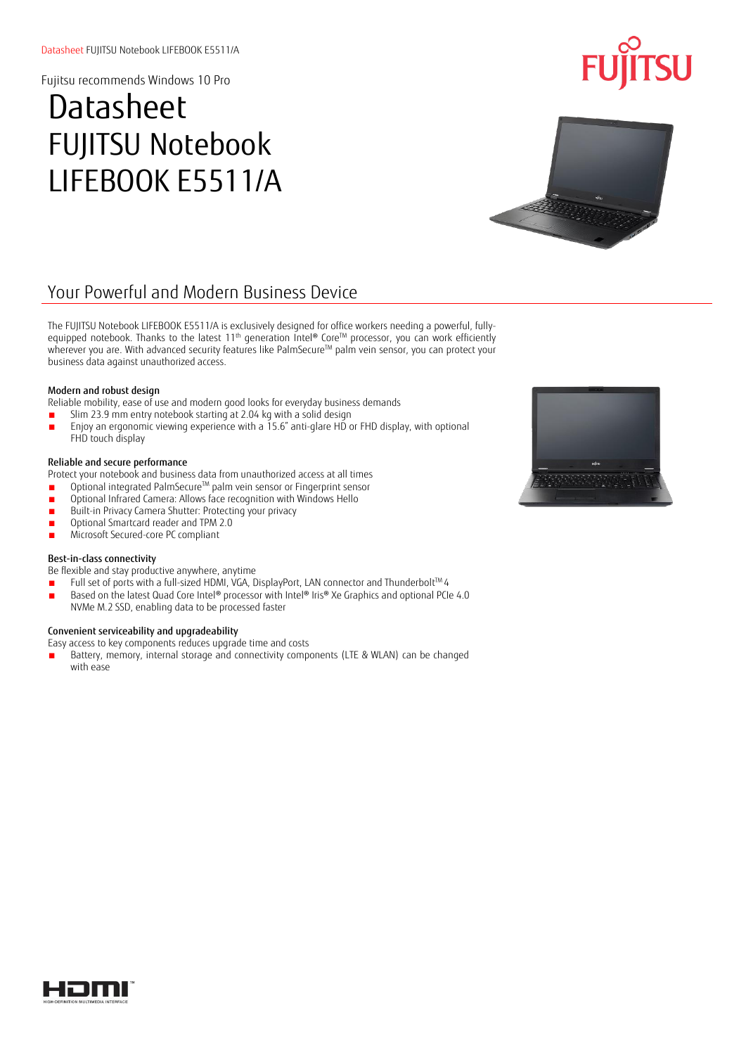Fujitsu recommends Windows 10 Pro

# Datasheet FUJITSU Notebook LIFEBOOK E5511/A

## Your Powerful and Modern Business Device

The FUJITSU Notebook LIFEBOOK E5511/A is exclusively designed for office workers needing a powerful, fully-equipped notebook. Thanks to the latest 11th generation Intel® Core™ processor, you can work efficiently wherever you are. With advanced security features like PalmSecure™ palm vein sensor, you can protect your business data against unauthorized access.

### Modern and robust design

Reliable mobility, ease of use and modern good looks for everyday business demands

- Slim 23.9 mm entry notebook starting at 2.04 kg with a solid design
- Enjoy an ergonomic viewing experience with a 15.6" anti-glare HD or FHD display, with optional FHD touch display

### Reliable and secure performance

Protect your notebook and business data from unauthorized access at all times

- Optional integrated PalmSecure™ palm vein sensor or Fingerprint sensor
- Optional Infrared Camera: Allows face recognition with Windows Hello
- Built-in Privacy Camera Shutter: Protecting your privacy
- Optional Smartcard reader and TPM 2.0
- Microsoft Secured-core PC compliant

### Best-in-class connectivity

Be flexible and stay productive anywhere, anytime

- Full set of ports with a full-sized HDMI, VGA, DisplayPort, LAN connector and Thunderbolt™ 4
- Based on the latest Quad Core Intel® processor with Intel® Iris® Xe Graphics and optional PCIe 4.0 NVMe M.2 SSD, enabling data to be processed faster

### Convenient serviceability and upgradeability

Easy access to key components reduces upgrade time and costs

- Battery, memory, internal storage and connectivity components (LTE & WLAN) can be changed with ease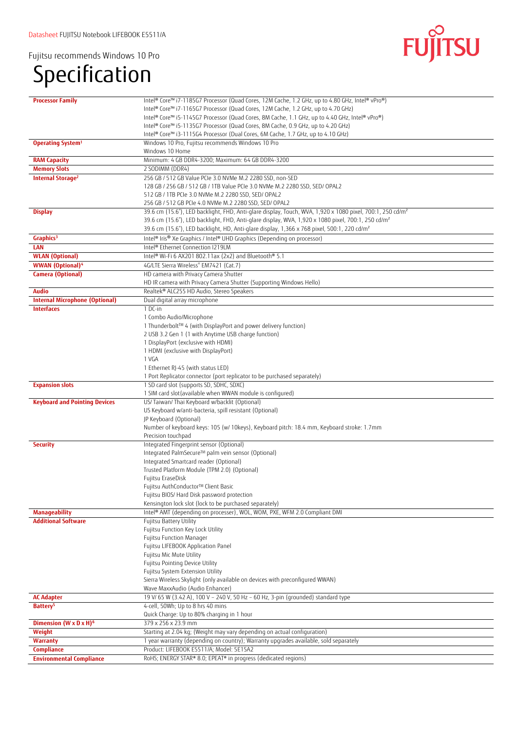Datasheet FUJITSU Notebook LIFEBOOK E5511/A

Fujitsu recommends Windows 10 Pro

# Specification

| | |
|---|---|
| **Processor Family** | Intel® Core™ i7-1185G7 Processor (Quad Cores, 12M Cache, 1.2 GHz, up to 4.80 GHz, Intel® vPro®)<br>Intel® Core™ i7-1165G7 Processor (Quad Cores, 12M Cache, 1.2 GHz, up to 4.70 GHz)<br>Intel® Core™ i5-1145G7 Processor (Quad Cores, 8M Cache, 1.1 GHz, up to 4.40 GHz, Intel® vPro®)<br>Intel® Core™ i5-1135G7 Processor (Quad Cores, 8M Cache, 0.9 GHz, up to 4.20 GHz)<br>Intel® Core™ i3-1115G4 Processor (Dual Cores, 6M Cache, 1.7 GHz, up to 4.10 GHz) |
| **Operating System[1]** | Windows 10 Pro, Fujitsu recommends Windows 10 Pro<br>Windows 10 Home |
| **RAM Capacity** | Minimum: 4 GB DDR4-3200; Maximum: 64 GB DDR4-3200 |
| **Memory Slots** | 2 SODIMM (DDR4) |
| **Internal Storage[2]** | 256 GB / 512 GB Value PCIe 3.0 NVMe M.2 2280 SSD, non-SED<br>128 GB / 256 GB / 512 GB / 1TB Value PCIe 3.0 NVMe M.2 2280 SSD, SED/ OPAL2<br>512 GB / 1TB PCIe 3.0 NVMe M.2 2280 SSD, SED/ OPAL2<br>256 GB / 512 GB PCIe 4.0 NVMe M.2 2280 SSD, SED/ OPAL2 |
| **Display** | 39.6 cm (15.6"), LED backlight, FHD, Anti-glare display, Touch, WVA, 1,920 x 1080 pixel, 700:1, 250 cd/m²<br>39.6 cm (15.6"), LED backlight, FHD, Anti-glare display, WVA, 1,920 x 1080 pixel, 700:1, 250 cd/m²<br>39.6 cm (15.6"), LED backlight, HD, Anti-glare display, 1,366 x 768 pixel, 500:1, 220 cd/m² |
| **Graphics[3]** | Intel® Iris® Xe Graphics / Intel® UHD Graphics (Depending on processor) |
| **LAN** | Intel® Ethernet Connection I219LM |
| **WLAN (Optional)** | Intel® Wi-Fi 6 AX201 802.11ax (2x2) and Bluetooth® 5.1 |
| **WWAN (Optional)[4]** | 4G/LTE Sierra Wireless® EM7421 (Cat.7) |
| **Camera (Optional)** | HD camera with Privacy Camera Shutter<br>HD IR camera with Privacy Camera Shutter (Supporting Windows Hello) |
| **Audio** | Realtek® ALC255 HD Audio, Stereo Speakers |
| **Internal Microphone (Optional)** | Dual digital array microphone |
| **Interfaces** | 1 DC-in<br>1 Combo Audio/Microphone<br>1 Thunderbolt™ 4 (with DisplayPort and power delivery function)<br>2 USB 3.2 Gen 1 (1 with Anytime USB charge function)<br>1 DisplayPort (exclusive with HDMI)<br>1 HDMI (exclusive with DisplayPort)<br>1 VGA<br>1 Ethernet RJ-45 (with status LED)<br>1 Port Replicator connector (port replicator to be purchased separately) |
| **Expansion slots** | 1 SD card slot (supports SD, SDHC, SDXC)<br>1 SIM card slot(available when WWAN module is configured) |
| **Keyboard and Pointing Devices** | US/ Taiwan/ Thai Keyboard w/backlit (Optional)<br>US Keyboard w/anti-bacteria, spill resistant (Optional)<br>JP Keyboard (Optional)<br>Number of keyboard keys: 105 (w/ 10keys), Keyboard pitch: 18.4 mm, Keyboard stroke: 1.7mm<br>Precision touchpad |
| **Security** | Integrated Fingerprint sensor (Optional)<br>Integrated PalmSecure™ palm vein sensor (Optional)<br>Integrated Smartcard reader (Optional)<br>Trusted Platform Module (TPM 2.0) (Optional)<br>Fujitsu EraseDisk<br>Fujitsu AuthConductor™ Client Basic<br>Fujitsu BIOS/ Hard Disk password protection<br>Kensington lock slot (lock to be purchased separately) |
| **Manageability** | Intel® AMT (depending on processer), WOL, WOM, PXE, WFM 2.0 Compliant DMI |
| **Additional Software** | Fujitsu Battery Utility<br>Fujitsu Function Key Lock Utility<br>Fujitsu Function Manager<br>Fujitsu LIFEBOOK Application Panel<br>Fujitsu Mic Mute Utility<br>Fujitsu Pointing Device Utility<br>Fujitsu System Extension Utility<br>Sierra Wireless Skylight (only available on devices with preconfigured WWAN)<br>Wave MaxxAudio (Audio Enhancer) |
| **AC Adapter** | 19 V/ 65 W (3.42 A), 100 V – 240 V, 50 Hz – 60 Hz, 3-pin (grounded) standard type |
| **Battery[5]** | 4-cell, 50Wh; Up to 8 hrs 40 mins<br>Quick Charge: Up to 80% charging in 1 hour |
| **Dimension (W x D x H)[6]** | 379 x 256 x 23.9 mm |
| **Weight** | Starting at 2.04 kg; (Weight may vary depending on actual configuration) |
| **Warranty** | 1 year warranty (depending on country); Warranty upgrades available, sold separately |
| **Compliance** | Product: LIFEBOOK E5511/A; Model: 5E15A2 |
| **Environmental Compliance** | RoHS; ENERGY STAR® 8.0; EPEAT® in progress (dedicated regions) |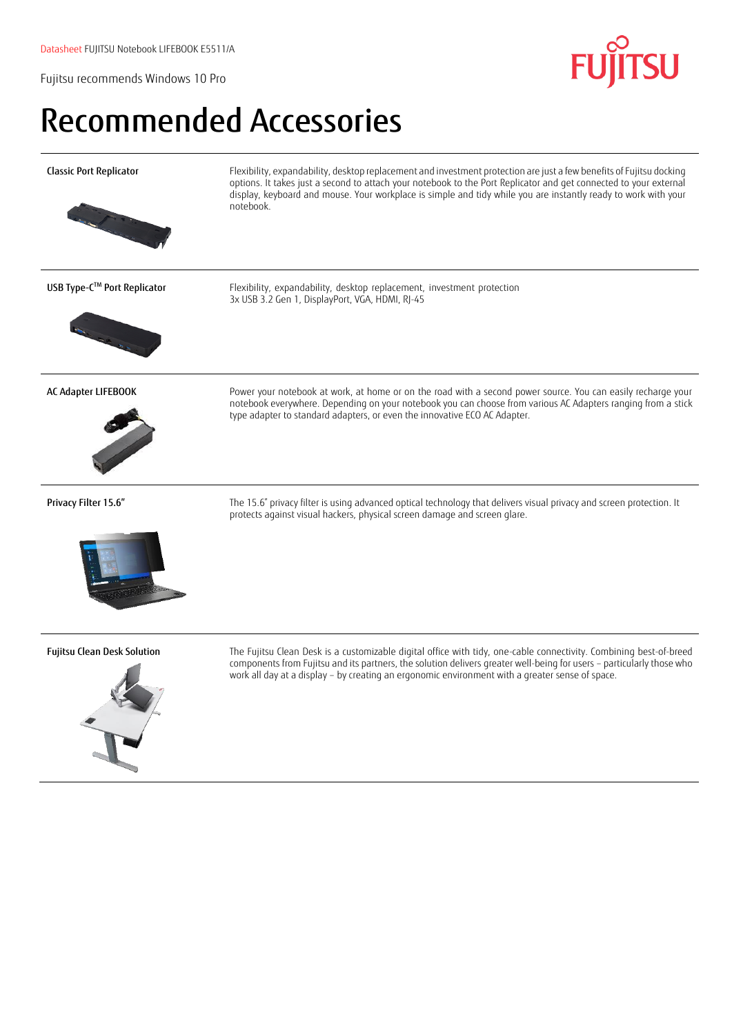# Recommended Accessories

| | |
|---|---|
| **Classic Port Replicator** | Flexibility, expandability, desktop replacement and investment protection are just a few benefits of Fujitsu docking options. It takes just a second to attach your notebook to the Port Replicator and get connected to your external display, keyboard and mouse. Your workplace is simple and tidy while you are instantly ready to work with your notebook. |
| **USB Type-C™ Port Replicator** | Flexibility, expandability, desktop replacement, investment protection<br>3x USB 3.2 Gen 1, DisplayPort, VGA, HDMI, RJ-45 |
| **AC Adapter LIFEBOOK** | Power your notebook at work, at home or on the road with a second power source. You can easily recharge your notebook everywhere. Depending on your notebook you can choose from various AC Adapters ranging from a stick type adapter to standard adapters, or even the innovative ECO AC Adapter. |
| **Privacy Filter 15.6"** | The 15.6" privacy filter is using advanced optical technology that delivers visual privacy and screen protection. It protects against visual hackers, physical screen damage and screen glare. |
| **Fujitsu Clean Desk Solution** | The Fujitsu Clean Desk is a customizable digital office with tidy, one-cable connectivity. Combining best-of-breed components from Fujitsu and its partners, the solution delivers greater well-being for users – particularly those who work all day at a display – by creating an ergonomic environment with a greater sense of space. |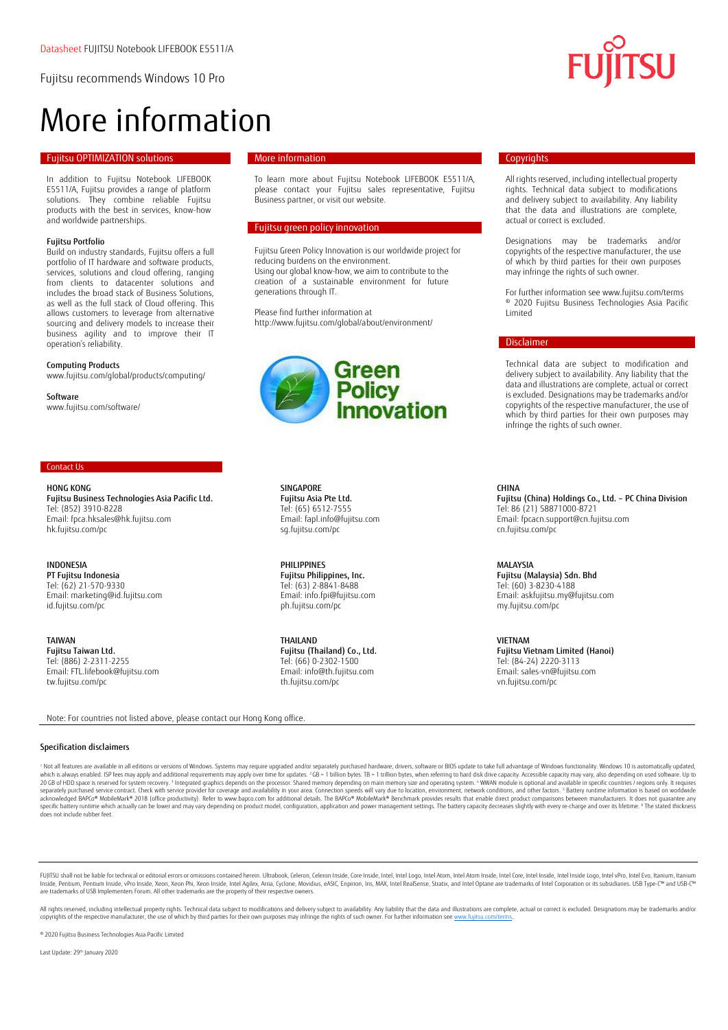# More information

## Fujitsu OPTIMIZATION solutions

In addition to Fujitsu Notebook LIFEBOOK E5511/A, Fujitsu provides a range of platform solutions. They combine reliable Fujitsu products with the best in services, know-how and worldwide partnerships.

**Fujitsu Portfolio**
Build on industry standards, Fujitsu offers a full portfolio of IT hardware and software products, services, solutions and cloud offering, ranging from clients to datacenter solutions and includes the broad stack of Business Solutions, as well as the full stack of Cloud offering. This allows customers to leverage from alternative sourcing and delivery models to increase their business agility and to improve their IT operation's reliability.

**Computing Products**
www.fujitsu.com/global/products/computing/

**Software**
www.fujitsu.com/software/

## More information

To learn more about Fujitsu Notebook LIFEBOOK E5511/A, please contact your Fujitsu sales representative, Fujitsu Business partner, or visit our website.

## Fujitsu green policy innovation

Fujitsu Green Policy Innovation is our worldwide project for reducing burdens on the environment.
Using our global know-how, we aim to contribute to the creation of a sustainable environment for future generations through IT.

Please find further information at
http://www.fujitsu.com/global/about/environment/

Green Policy Innovation

## Copyrights

All rights reserved, including intellectual property rights. Technical data subject to modifications and delivery subject to availability. Any liability that the data and illustrations are complete, actual or correct is excluded.

Designations may be trademarks and/or copyrights of the respective manufacturer, the use of which by third parties for their own purposes may infringe the rights of such owner.

For further information see www.fujitsu.com/terms
© 2020 Fujitsu Business Technologies Asia Pacific Limited

## Disclaimer

Technical data are subject to modification and delivery subject to availability. Any liability that the data and illustrations are complete, actual or correct is excluded. Designations may be trademarks and/or copyrights of the respective manufacturer, the use of which by third parties for their own purposes may infringe the rights of such owner.

## Contact Us

HONG KONG
**Fujitsu Business Technologies Asia Pacific Ltd.**
Tel: (852) 3910-8228
Email: fpca.hksales@hk.fujitsu.com
hk.fujitsu.com/pc

SINGAPORE
**Fujitsu Asia Pte Ltd.**
Tel: (65) 6512-7555
Email: fapl.info@fujitsu.com
sg.fujitsu.com/pc

CHINA
**Fujitsu (China) Holdings Co., Ltd. – PC China Division**
Tel: 86 (21) 58871000-8721
Email: fpcacn.support@cn.fujitsu.com
cn.fujitsu.com/pc

INDONESIA
**PT Fujitsu Indonesia**
Tel: (62) 21-570-9330
Email: marketing@id.fujitsu.com
id.fujitsu.com/pc

PHILIPPINES
**Fujitsu Philippines, Inc.**
Tel: (63) 2-8841-8488
Email: info.fpi@fujitsu.com
ph.fujitsu.com/pc

MALAYSIA
**Fujitsu (Malaysia) Sdn. Bhd**
Tel: (60) 3-8230-4188
Email: askfujitsu.my@fujitsu.com
my.fujitsu.com/pc

TAIWAN
**Fujitsu Taiwan Ltd.**
Tel: (886) 2-2311-2255
Email: FTL.lifebook@fujitsu.com
tw.fujitsu.com/pc

THAILAND
**Fujitsu (Thailand) Co., Ltd.**
Tel: (66) 0-2302-1500
Email: info@th.fujitsu.com
th.fujitsu.com/pc

VIETNAM
**Fujitsu Vietnam Limited (Hanoi)**
Tel: (84-24) 2220-3113
Email: sales-vn@fujitsu.com
vn.fujitsu.com/pc

Note: For countries not listed above, please contact our Hong Kong office.

### Specification disclaimers

[1] Not all features are available in all editions or versions of Windows. Systems may require upgraded and/or separately purchased hardware, drivers, software or BIOS update to take full advantage of Windows functionality. Windows 10 is automatically updated, which is always enabled. ISP fees may apply and additional requirements may apply over time for updates. [2] GB = 1 billion bytes. TB = 1 trillion bytes, when referring to hard disk drive capacity. Accessible capacity may vary, also depending on used software. Up to 20 GB of HDD space is reserved for system recovery. [3] Integrated graphics depends on the processor. Shared memory depending on main memory size and operating system. [4] WWAN module is optional and available in specific countries / regions only. It requires separately purchased service contract. Check with service provider for coverage and availability in your area. Connection speeds will vary due to location, environment, network conditions, and other factors. [5] Battery runtime information is based on worldwide acknowledged BAPCo® MobileMark® 2018 (office productivity). Refer to www.bapco.com for additional details. The BAPCo® MobileMark® Benchmark provides results that enable direct product comparisons between manufacturers. It does not guarantee any specific battery runtime which actually can be lower and may vary depending on product model, configuration, application and power management settings. The battery capacity decreases slightly with every re-charge and over its lifetime. [6] The stated thickness does not include rubber feet.

FUJITSU shall not be liable for technical or editorial errors or omissions contained herein. Ultrabook, Celeron, Celeron Inside, Core Inside, Intel, Intel Logo, Intel Atom, Intel Atom Inside, Intel Core, Intel Inside, Intel Inside Logo, Intel vPro, Intel Evo, Itanium, Itanium Inside, Pentium, Pentium Inside, vPro Inside, Xeon, Xeon Phi, Xeon Inside, Intel Agilex, Arria, Cyclone, Movidius, eASIC, Enpirion, Iris, MAX, Intel RealSense, Stratix, and Intel Optane are trademarks of Intel Corporation or its subsidiaries. USB Type-C™ and USB-C™ are trademarks of USB Implementers Forum. All other trademarks are the property of their respective owners.

All rights reserved, including intellectual property rights. Technical data subject to modifications and delivery subject to availability. Any liability that the data and illustrations are complete, actual or correct is excluded. Designations may be trademarks and/or copyrights of the respective manufacturer, the use of which by third parties for their own purposes may infringe the rights of such owner. For further information see www.fujitsu.com/terms.

© 2020 Fujitsu Business Technologies Asia Pacific Limited

Last Update: 29th January 2020